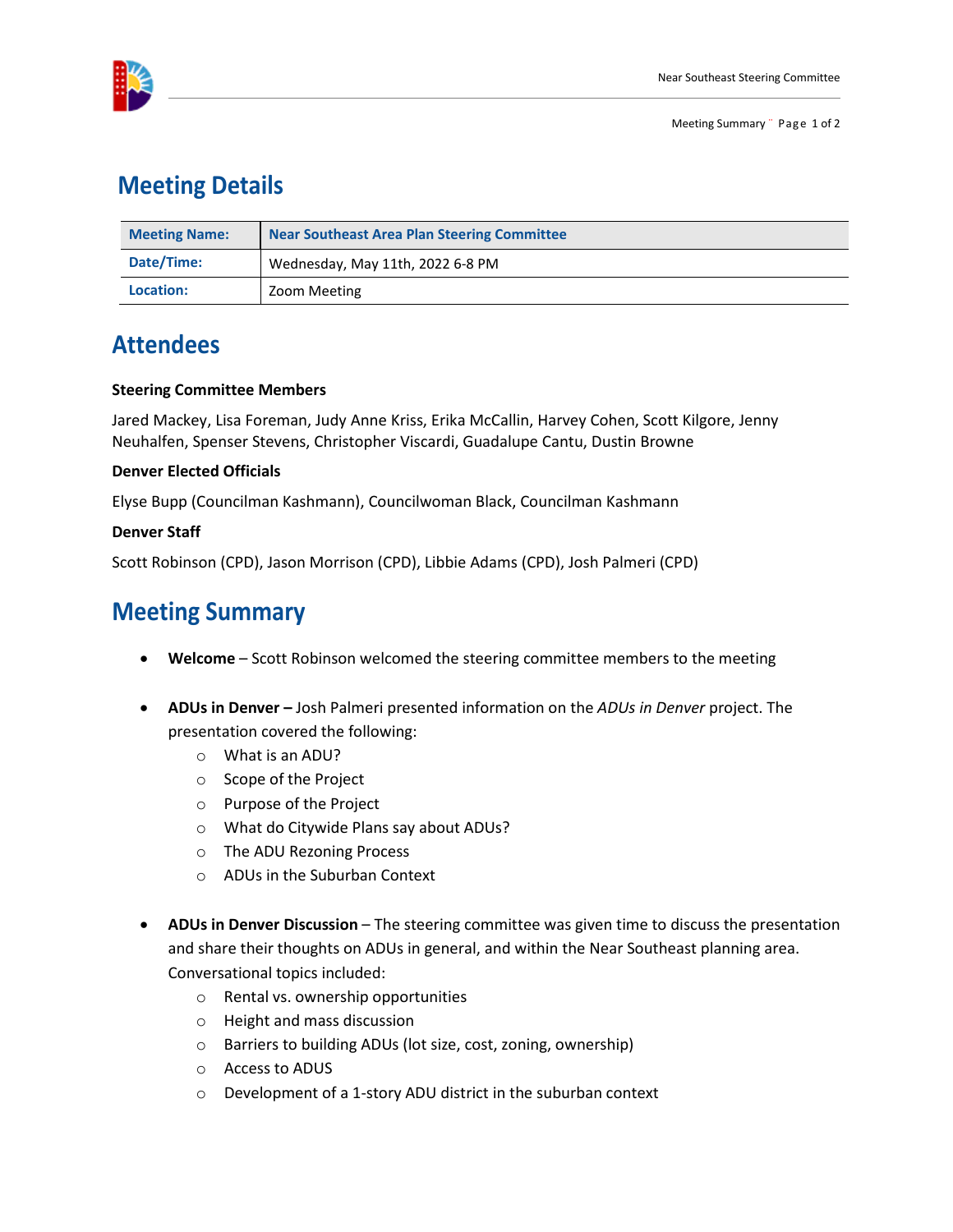## Meeting Details

| Meeting Name: | Near Southeast Area Plan Steering Committee |
|---|---|
| Date/Time: | Wednesday, May 11th, 2022 6-8 PM |
| Location: | Zoom Meeting |

## Attendees

**Steering Committee Members**

Jared Mackey, Lisa Foreman, Judy Anne Kriss, Erika McCallin, Harvey Cohen, Scott Kilgore, Jenny Neuhalfen, Spenser Stevens, Christopher Viscardi, Guadalupe Cantu, Dustin Browne

**Denver Elected Officials**

Elyse Bupp (Councilman Kashmann), Councilwoman Black, Councilman Kashmann

**Denver Staff**

Scott Robinson (CPD), Jason Morrison (CPD), Libbie Adams (CPD), Josh Palmeri (CPD)

## Meeting Summary

- **Welcome** – Scott Robinson welcomed the steering committee members to the meeting

- **ADUs in Denver –** Josh Palmeri presented information on the *ADUs in Denver* project. The presentation covered the following:
  - What is an ADU?
  - Scope of the Project
  - Purpose of the Project
  - What do Citywide Plans say about ADUs?
  - The ADU Rezoning Process
  - ADUs in the Suburban Context

- **ADUs in Denver Discussion** – The steering committee was given time to discuss the presentation and share their thoughts on ADUs in general, and within the Near Southeast planning area. Conversational topics included:
  - Rental vs. ownership opportunities
  - Height and mass discussion
  - Barriers to building ADUs (lot size, cost, zoning, ownership)
  - Access to ADUS
  - Development of a 1-story ADU district in the suburban context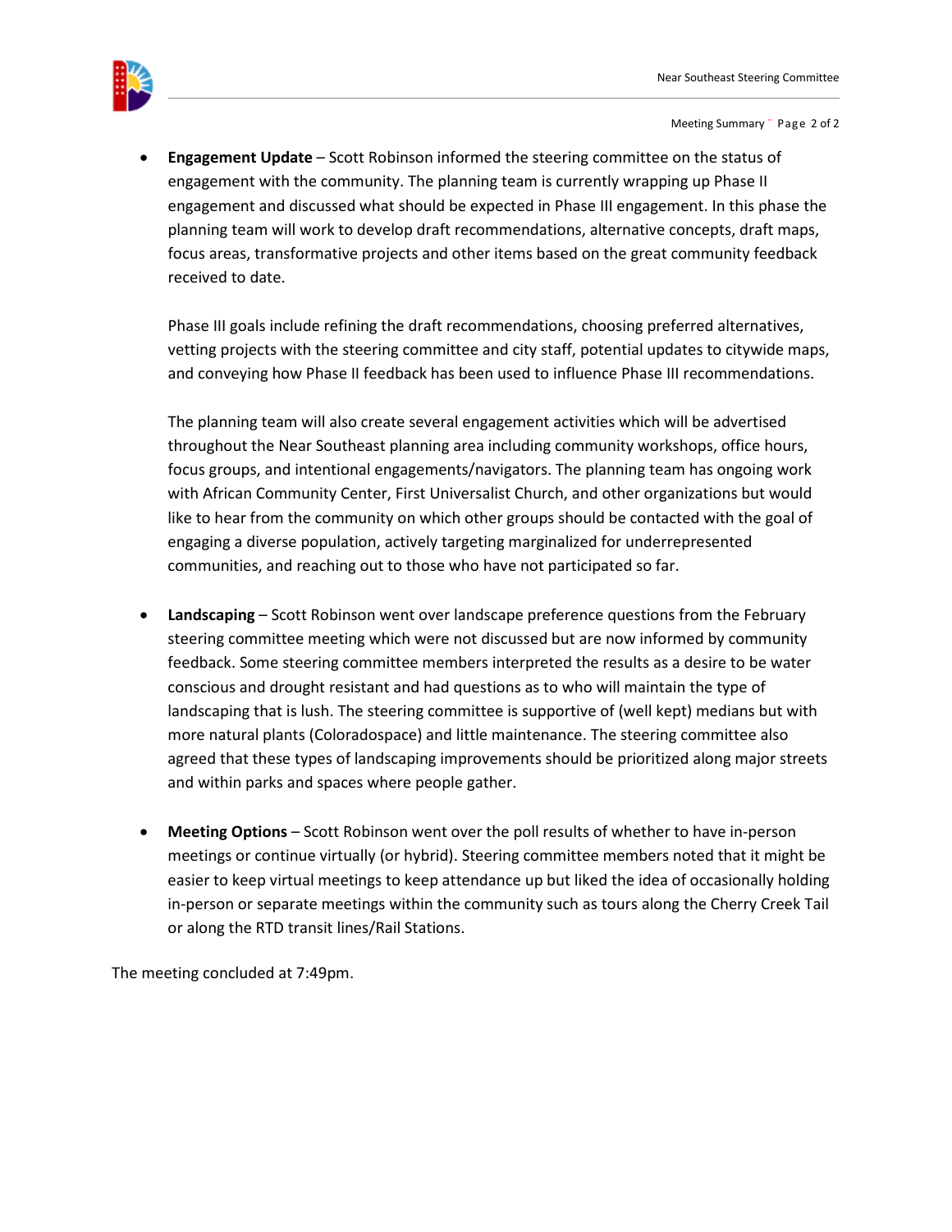- **Engagement Update** – Scott Robinson informed the steering committee on the status of engagement with the community. The planning team is currently wrapping up Phase II engagement and discussed what should be expected in Phase III engagement. In this phase the planning team will work to develop draft recommendations, alternative concepts, draft maps, focus areas, transformative projects and other items based on the great community feedback received to date.

  Phase III goals include refining the draft recommendations, choosing preferred alternatives, vetting projects with the steering committee and city staff, potential updates to citywide maps, and conveying how Phase II feedback has been used to influence Phase III recommendations.

  The planning team will also create several engagement activities which will be advertised throughout the Near Southeast planning area including community workshops, office hours, focus groups, and intentional engagements/navigators. The planning team has ongoing work with African Community Center, First Universalist Church, and other organizations but would like to hear from the community on which other groups should be contacted with the goal of engaging a diverse population, actively targeting marginalized for underrepresented communities, and reaching out to those who have not participated so far.

- **Landscaping** – Scott Robinson went over landscape preference questions from the February steering committee meeting which were not discussed but are now informed by community feedback. Some steering committee members interpreted the results as a desire to be water conscious and drought resistant and had questions as to who will maintain the type of landscaping that is lush. The steering committee is supportive of (well kept) medians but with more natural plants (Coloradospace) and little maintenance. The steering committee also agreed that these types of landscaping improvements should be prioritized along major streets and within parks and spaces where people gather.

- **Meeting Options** – Scott Robinson went over the poll results of whether to have in-person meetings or continue virtually (or hybrid). Steering committee members noted that it might be easier to keep virtual meetings to keep attendance up but liked the idea of occasionally holding in-person or separate meetings within the community such as tours along the Cherry Creek Tail or along the RTD transit lines/Rail Stations.

The meeting concluded at 7:49pm.